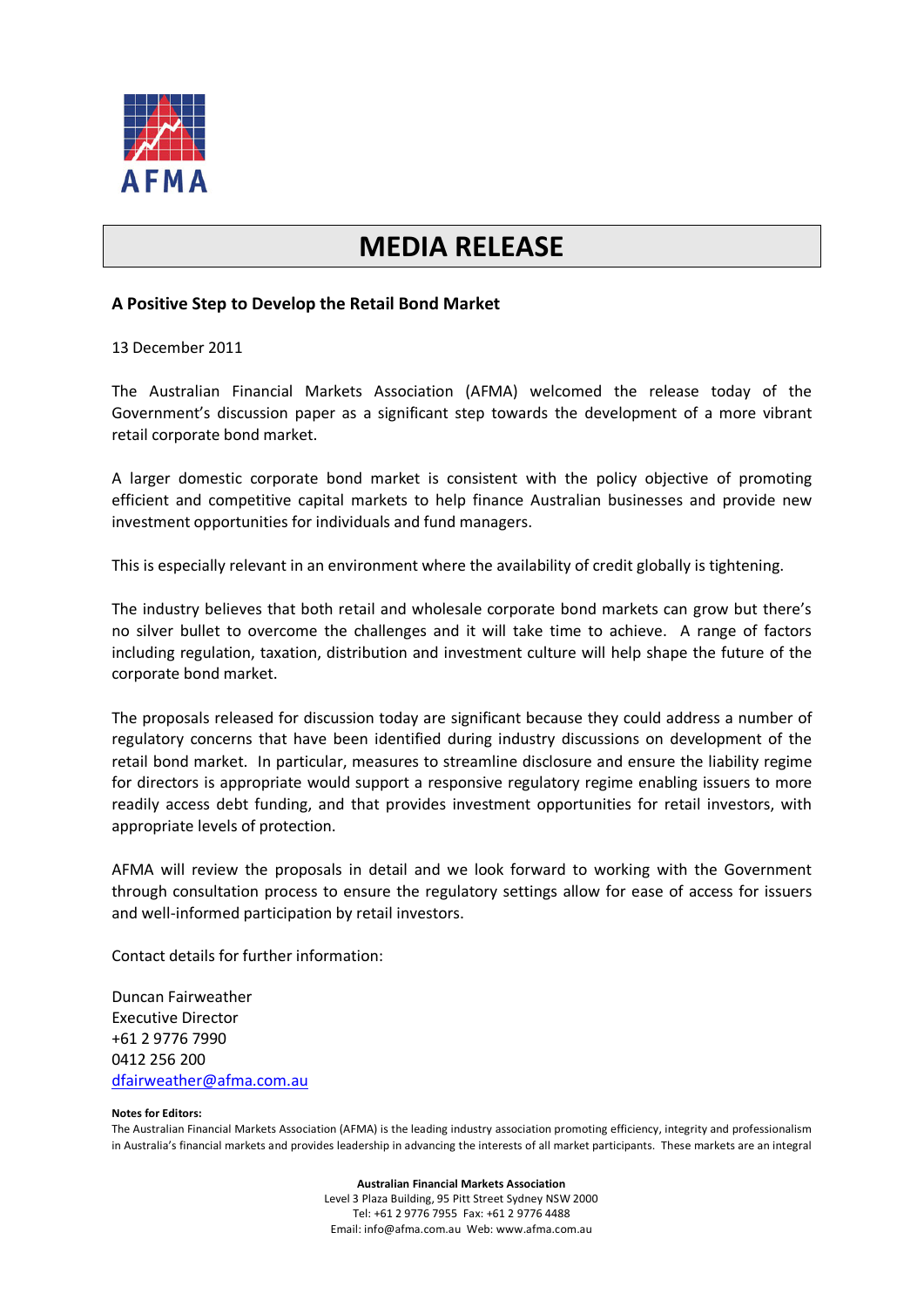AFMA

# MEDIA RELEASE

**A Positive Step to Develop the Retail Bond Market**

13 December 2011

The Australian Financial Markets Association (AFMA) welcomed the release today of the Government's discussion paper as a significant step towards the development of a more vibrant retail corporate bond market.

A larger domestic corporate bond market is consistent with the policy objective of promoting efficient and competitive capital markets to help finance Australian businesses and provide new investment opportunities for individuals and fund managers.

This is especially relevant in an environment where the availability of credit globally is tightening.

The industry believes that both retail and wholesale corporate bond markets can grow but there's no silver bullet to overcome the challenges and it will take time to achieve. A range of factors including regulation, taxation, distribution and investment culture will help shape the future of the corporate bond market.

The proposals released for discussion today are significant because they could address a number of regulatory concerns that have been identified during industry discussions on development of the retail bond market. In particular, measures to streamline disclosure and ensure the liability regime for directors is appropriate would support a responsive regulatory regime enabling issuers to more readily access debt funding, and that provides investment opportunities for retail investors, with appropriate levels of protection.

AFMA will review the proposals in detail and we look forward to working with the Government through consultation process to ensure the regulatory settings allow for ease of access for issuers and well-informed participation by retail investors.

Contact details for further information:

Duncan Fairweather
Executive Director
+61 2 9776 7990
0412 256 200
dfairweather@afma.com.au

**Notes for Editors:**

The Australian Financial Markets Association (AFMA) is the leading industry association promoting efficiency, integrity and professionalism in Australia's financial markets and provides leadership in advancing the interests of all market participants. These markets are an integral

**Australian Financial Markets Association**
Level 3 Plaza Building, 95 Pitt Street Sydney NSW 2000
Tel: +61 2 9776 7955 Fax: +61 2 9776 4488
Email: info@afma.com.au Web: www.afma.com.au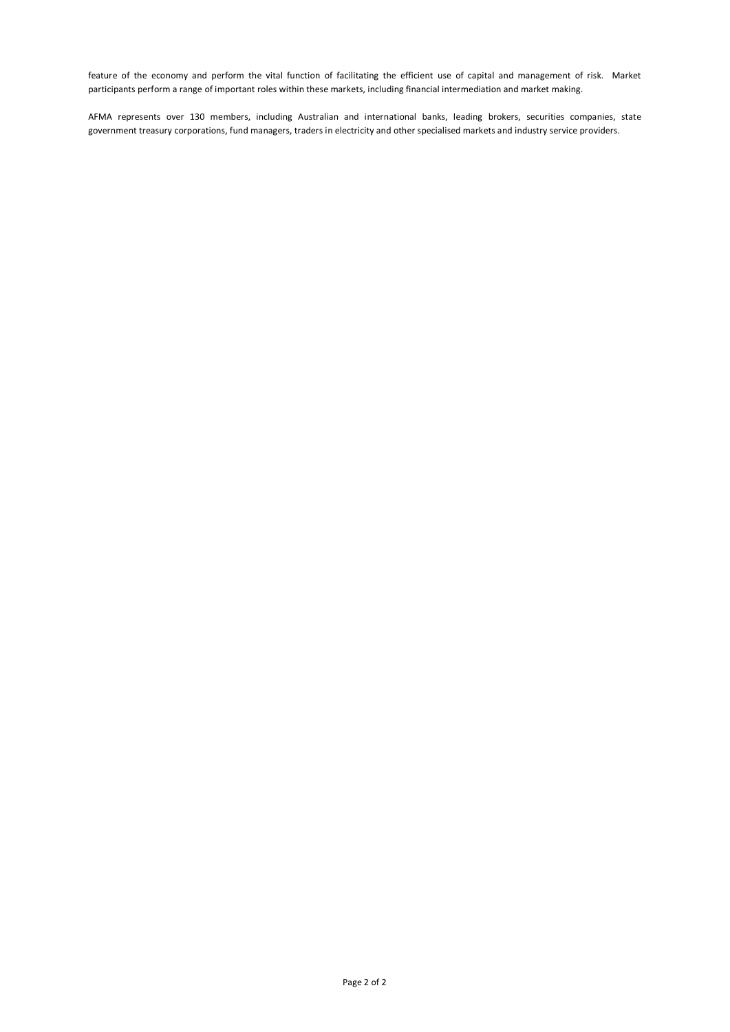feature of the economy and perform the vital function of facilitating the efficient use of capital and management of risk. Market participants perform a range of important roles within these markets, including financial intermediation and market making.

AFMA represents over 130 members, including Australian and international banks, leading brokers, securities companies, state government treasury corporations, fund managers, traders in electricity and other specialised markets and industry service providers.